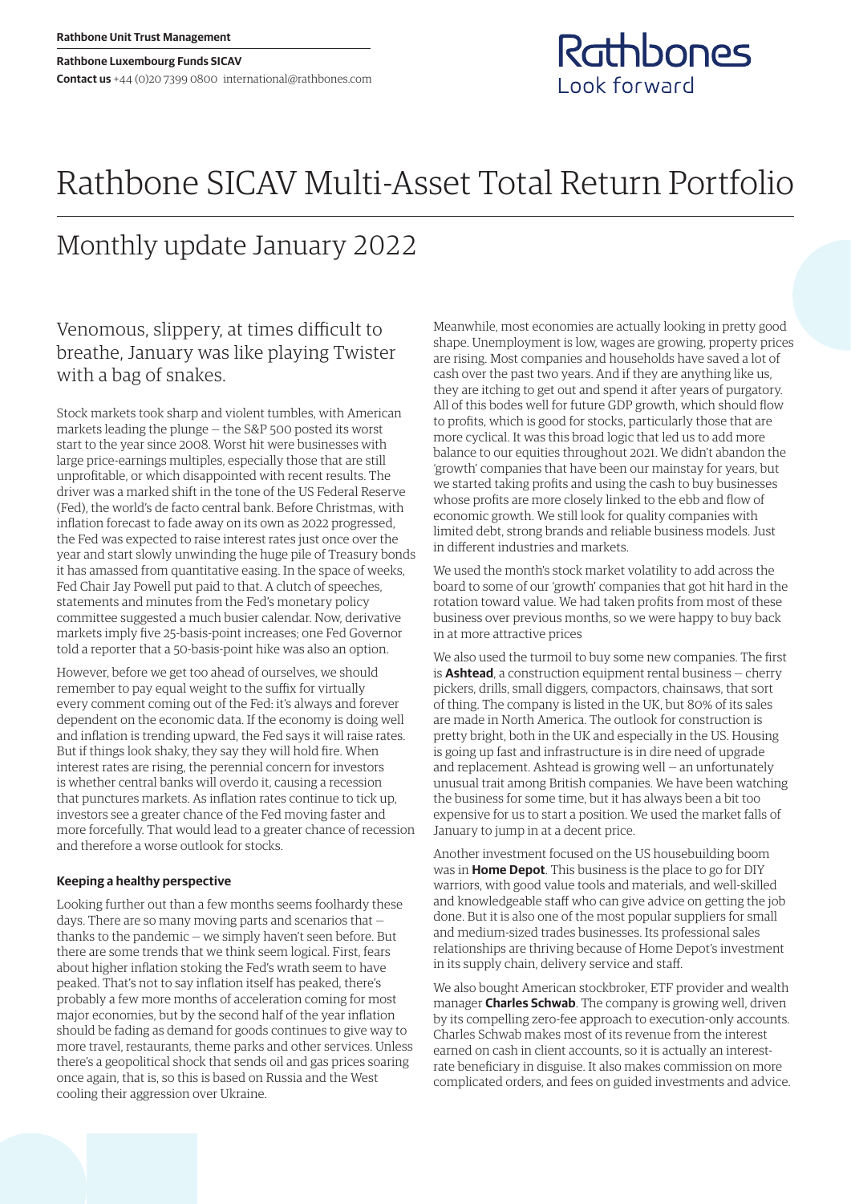Rathbone Unit Trust Management

**Rathbone Luxembourg Funds SICAV**

**Contact us** +44 (0)20 7399 0800 international@rathbones.com

# Rathbone SICAV Multi-Asset Total Return Portfolio

## Monthly update January 2022

### Venomous, slippery, at times difficult to breathe, January was like playing Twister with a bag of snakes.

Stock markets took sharp and violent tumbles, with American markets leading the plunge — the S&P 500 posted its worst start to the year since 2008. Worst hit were businesses with large price-earnings multiples, especially those that are still unprofitable, or which disappointed with recent results. The driver was a marked shift in the tone of the US Federal Reserve (Fed), the world's de facto central bank. Before Christmas, with inflation forecast to fade away on its own as 2022 progressed, the Fed was expected to raise interest rates just once over the year and start slowly unwinding the huge pile of Treasury bonds it has amassed from quantitative easing. In the space of weeks, Fed Chair Jay Powell put paid to that. A clutch of speeches, statements and minutes from the Fed's monetary policy committee suggested a much busier calendar. Now, derivative markets imply five 25-basis-point increases; one Fed Governor told a reporter that a 50-basis-point hike was also an option.

However, before we get too ahead of ourselves, we should remember to pay equal weight to the suffix for virtually every comment coming out of the Fed: it's always and forever dependent on the economic data. If the economy is doing well and inflation is trending upward, the Fed says it will raise rates. But if things look shaky, they say they will hold fire. When interest rates are rising, the perennial concern for investors is whether central banks will overdo it, causing a recession that punctures markets. As inflation rates continue to tick up, investors see a greater chance of the Fed moving faster and more forcefully. That would lead to a greater chance of recession and therefore a worse outlook for stocks.

#### Keeping a healthy perspective

Looking further out than a few months seems foolhardy these days. There are so many moving parts and scenarios that — thanks to the pandemic — we simply haven't seen before. But there are some trends that we think seem logical. First, fears about higher inflation stoking the Fed's wrath seem to have peaked. That's not to say inflation itself has peaked, there's probably a few more months of acceleration coming for most major economies, but by the second half of the year inflation should be fading as demand for goods continues to give way to more travel, restaurants, theme parks and other services. Unless there's a geopolitical shock that sends oil and gas prices soaring once again, that is, so this is based on Russia and the West cooling their aggression over Ukraine.

Meanwhile, most economies are actually looking in pretty good shape. Unemployment is low, wages are growing, property prices are rising. Most companies and households have saved a lot of cash over the past two years. And if they are anything like us, they are itching to get out and spend it after years of purgatory. All of this bodes well for future GDP growth, which should flow to profits, which is good for stocks, particularly those that are more cyclical. It was this broad logic that led us to add more balance to our equities throughout 2021. We didn't abandon the 'growth' companies that have been our mainstay for years, but we started taking profits and using the cash to buy businesses whose profits are more closely linked to the ebb and flow of economic growth. We still look for quality companies with limited debt, strong brands and reliable business models. Just in different industries and markets.

We used the month's stock market volatility to add across the board to some of our 'growth' companies that got hit hard in the rotation toward value. We had taken profits from most of these business over previous months, so we were happy to buy back in at more attractive prices

We also used the turmoil to buy some new companies. The first is **Ashtead**, a construction equipment rental business — cherry pickers, drills, small diggers, compactors, chainsaws, that sort of thing. The company is listed in the UK, but 80% of its sales are made in North America. The outlook for construction is pretty bright, both in the UK and especially in the US. Housing is going up fast and infrastructure is in dire need of upgrade and replacement. Ashtead is growing well — an unfortunately unusual trait among British companies. We have been watching the business for some time, but it has always been a bit too expensive for us to start a position. We used the market falls of January to jump in at a decent price.

Another investment focused on the US housebuilding boom was in **Home Depot**. This business is the place to go for DIY warriors, with good value tools and materials, and well-skilled and knowledgeable staff who can give advice on getting the job done. But it is also one of the most popular suppliers for small and medium-sized trades businesses. Its professional sales relationships are thriving because of Home Depot's investment in its supply chain, delivery service and staff.

We also bought American stockbroker, ETF provider and wealth manager **Charles Schwab**. The company is growing well, driven by its compelling zero-fee approach to execution-only accounts. Charles Schwab makes most of its revenue from the interest earned on cash in client accounts, so it is actually an interest-rate beneficiary in disguise. It also makes commission on more complicated orders, and fees on guided investments and advice.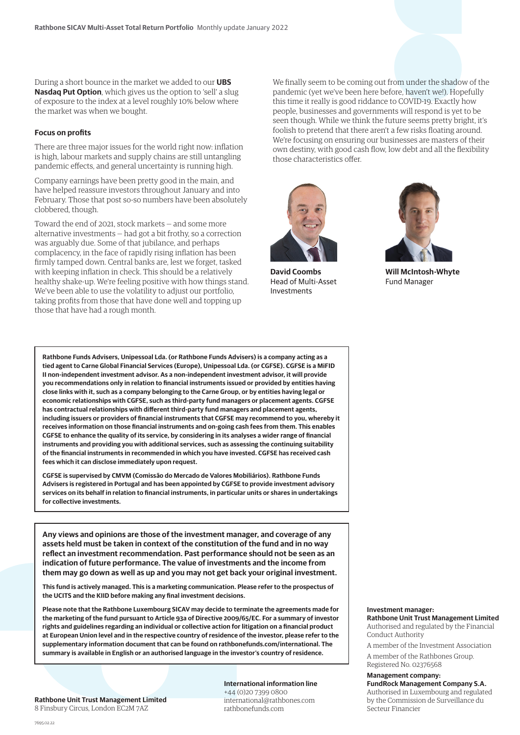During a short bounce in the market we added to our **UBS Nasdaq Put Option**, which gives us the option to 'sell' a slug of exposure to the index at a level roughly 10% below where the market was when we bought.

### Focus on profits

There are three major issues for the world right now: inflation is high, labour markets and supply chains are still untangling pandemic effects, and general uncertainty is running high.

Company earnings have been pretty good in the main, and have helped reassure investors throughout January and into February. Those that post so-so numbers have been absolutely clobbered, though.

Toward the end of 2021, stock markets — and some more alternative investments — had got a bit frothy, so a correction was arguably due. Some of that jubilance, and perhaps complacency, in the face of rapidly rising inflation has been firmly tamped down. Central banks are, lest we forget, tasked with keeping inflation in check. This should be a relatively healthy shake-up. We're feeling positive with how things stand. We've been able to use the volatility to adjust our portfolio, taking profits from those that have done well and topping up those that have had a rough month.

We finally seem to be coming out from under the shadow of the pandemic (yet we've been here before, haven't we!). Hopefully this time it really is good riddance to COVID-19. Exactly how people, businesses and governments will respond is yet to be seen though. While we think the future seems pretty bright, it's foolish to pretend that there aren't a few risks floating around. We're focusing on ensuring our businesses are masters of their own destiny, with good cash flow, low debt and all the flexibility those characteristics offer.

**David Coombs**
Head of Multi-Asset Investments

**Will McIntosh-Whyte**
Fund Manager

**Rathbone Funds Advisers, Unipessoal Lda. (or Rathbone Funds Advisers) is a company acting as a tied agent to Carne Global Financial Services (Europe), Unipessoal Lda. (or CGFSE). CGFSE is a MiFID II non-independent investment advisor. As a non-independent investment advisor, it will provide you recommendations only in relation to financial instruments issued or provided by entities having close links with it, such as a company belonging to the Carne Group, or by entities having legal or economic relationships with CGFSE, such as third-party fund managers or placement agents. CGFSE has contractual relationships with different third-party fund managers and placement agents, including issuers or providers of financial instruments that CGFSE may recommend to you, whereby it receives information on those financial instruments and on-going cash fees from them. This enables CGFSE to enhance the quality of its service, by considering in its analyses a wider range of financial instruments and providing you with additional services, such as assessing the continuing suitability of the financial instruments in recommended in which you have invested. CGFSE has received cash fees which it can disclose immediately upon request.**

**CGFSE is supervised by CMVM (Comissão do Mercado de Valores Mobiliários). Rathbone Funds Advisers is registered in Portugal and has been appointed by CGFSE to provide investment advisory services on its behalf in relation to financial instruments, in particular units or shares in undertakings for collective investments.**

**Any views and opinions are those of the investment manager, and coverage of any assets held must be taken in context of the constitution of the fund and in no way reflect an investment recommendation. Past performance should not be seen as an indication of future performance. The value of investments and the income from them may go down as well as up and you may not get back your original investment.**

**This fund is actively managed. This is a marketing communication. Please refer to the prospectus of the UCITS and the KIID before making any final investment decisions.**

**Please note that the Rathbone Luxembourg SICAV may decide to terminate the agreements made for the marketing of the fund pursuant to Article 93a of Directive 2009/65/EC. For a summary of investor rights and guidelines regarding an individual or collective action for litigation on a financial product at European Union level and in the respective country of residence of the investor, please refer to the supplementary information document that can be found on rathbonefunds.com/international. The summary is available in English or an authorised language in the investor's country of residence.**

**Investment manager:**
**Rathbone Unit Trust Management Limited**
Authorised and regulated by the Financial Conduct Authority

A member of the Investment Association

A member of the Rathbones Group. Registered No. 02376568

**Management company:**
**FundRock Management Company S.A.**
Authorised in Luxembourg and regulated by the Commission de Surveillance du Secteur Financier

**Rathbone Unit Trust Management Limited**
8 Finsbury Circus, London EC2M 7AZ

**International information line**
+44 (0)20 7399 0800
international@rathbones.com
rathbonefunds.com

7695.02.22